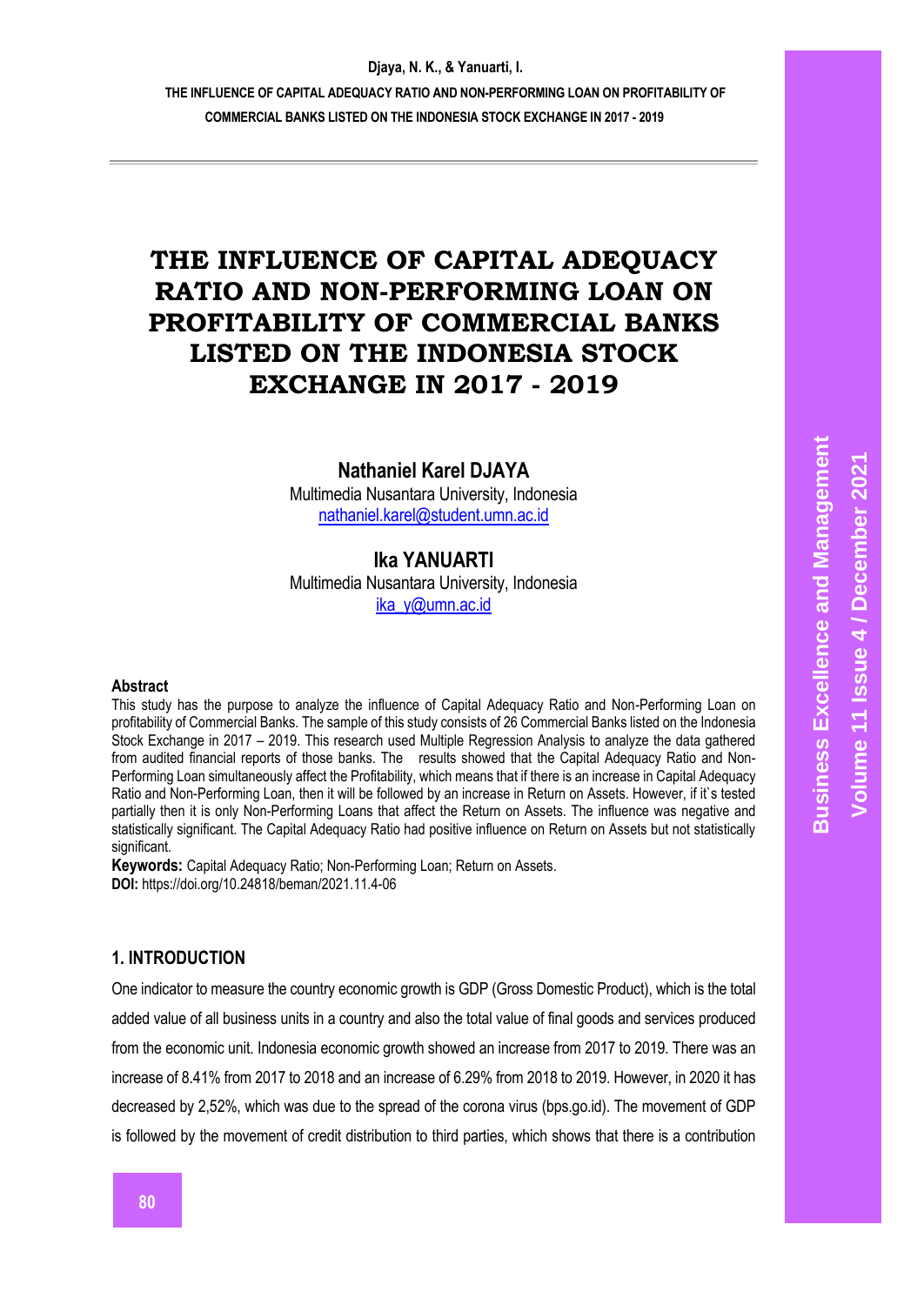# THE INFLUENCE OF CAPITAL ADEQUACY RATIO AND NON-PERFORMING LOAN ON PROFITABILITY OF COMMERCIAL BANKS LISTED ON THE INDONESIA STOCK EXCHANGE IN 2017 - 2019

**Nathaniel Karel DJAYA**
Multimedia Nusantara University, Indonesia
nathaniel.karel@student.umn.ac.id

**Ika YANUARTI**
Multimedia Nusantara University, Indonesia
ika_y@umn.ac.id

### Abstract

This study has the purpose to analyze the influence of Capital Adequacy Ratio and Non-Performing Loan on profitability of Commercial Banks. The sample of this study consists of 26 Commercial Banks listed on the Indonesia Stock Exchange in 2017 – 2019. This research used Multiple Regression Analysis to analyze the data gathered from audited financial reports of those banks. The results showed that the Capital Adequacy Ratio and Non-Performing Loan simultaneously affect the Profitability, which means that if there is an increase in Capital Adequacy Ratio and Non-Performing Loan, then it will be followed by an increase in Return on Assets. However, if it`s tested partially then it is only Non-Performing Loans that affect the Return on Assets. The influence was negative and statistically significant. The Capital Adequacy Ratio had positive influence on Return on Assets but not statistically significant.

**Keywords:** Capital Adequacy Ratio; Non-Performing Loan; Return on Assets.
**DOI:** https://doi.org/10.24818/beman/2021.11.4-06

## 1. INTRODUCTION

One indicator to measure the country economic growth is GDP (Gross Domestic Product), which is the total added value of all business units in a country and also the total value of final goods and services produced from the economic unit. Indonesia economic growth showed an increase from 2017 to 2019. There was an increase of 8.41% from 2017 to 2018 and an increase of 6.29% from 2018 to 2019. However, in 2020 it has decreased by 2,52%, which was due to the spread of the corona virus (bps.go.id). The movement of GDP is followed by the movement of credit distribution to third parties, which shows that there is a contribution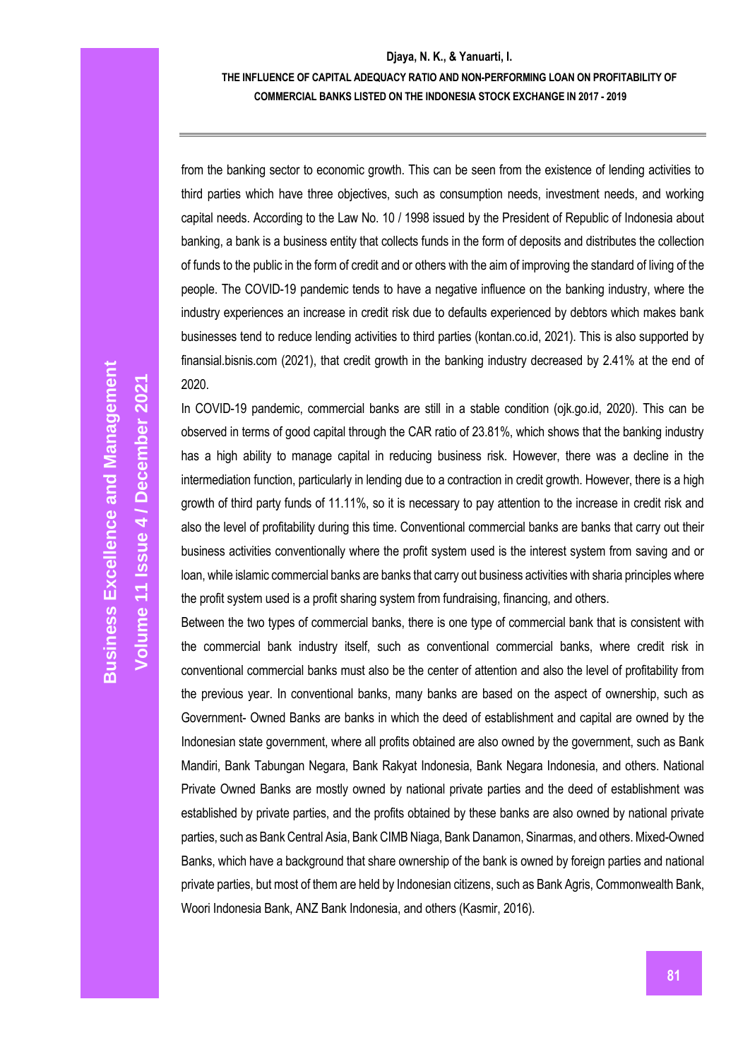from the banking sector to economic growth. This can be seen from the existence of lending activities to third parties which have three objectives, such as consumption needs, investment needs, and working capital needs. According to the Law No. 10 / 1998 issued by the President of Republic of Indonesia about banking, a bank is a business entity that collects funds in the form of deposits and distributes the collection of funds to the public in the form of credit and or others with the aim of improving the standard of living of the people. The COVID-19 pandemic tends to have a negative influence on the banking industry, where the industry experiences an increase in credit risk due to defaults experienced by debtors which makes bank businesses tend to reduce lending activities to third parties (kontan.co.id, 2021). This is also supported by finansial.bisnis.com (2021), that credit growth in the banking industry decreased by 2.41% at the end of 2020.

In COVID-19 pandemic, commercial banks are still in a stable condition (ojk.go.id, 2020). This can be observed in terms of good capital through the CAR ratio of 23.81%, which shows that the banking industry has a high ability to manage capital in reducing business risk. However, there was a decline in the intermediation function, particularly in lending due to a contraction in credit growth. However, there is a high growth of third party funds of 11.11%, so it is necessary to pay attention to the increase in credit risk and also the level of profitability during this time. Conventional commercial banks are banks that carry out their business activities conventionally where the profit system used is the interest system from saving and or loan, while islamic commercial banks are banks that carry out business activities with sharia principles where the profit system used is a profit sharing system from fundraising, financing, and others.

Between the two types of commercial banks, there is one type of commercial bank that is consistent with the commercial bank industry itself, such as conventional commercial banks, where credit risk in conventional commercial banks must also be the center of attention and also the level of profitability from the previous year. In conventional banks, many banks are based on the aspect of ownership, such as Government- Owned Banks are banks in which the deed of establishment and capital are owned by the Indonesian state government, where all profits obtained are also owned by the government, such as Bank Mandiri, Bank Tabungan Negara, Bank Rakyat Indonesia, Bank Negara Indonesia, and others. National Private Owned Banks are mostly owned by national private parties and the deed of establishment was established by private parties, and the profits obtained by these banks are also owned by national private parties, such as Bank Central Asia, Bank CIMB Niaga, Bank Danamon, Sinarmas, and others. Mixed-Owned Banks, which have a background that share ownership of the bank is owned by foreign parties and national private parties, but most of them are held by Indonesian citizens, such as Bank Agris, Commonwealth Bank, Woori Indonesia Bank, ANZ Bank Indonesia, and others (Kasmir, 2016).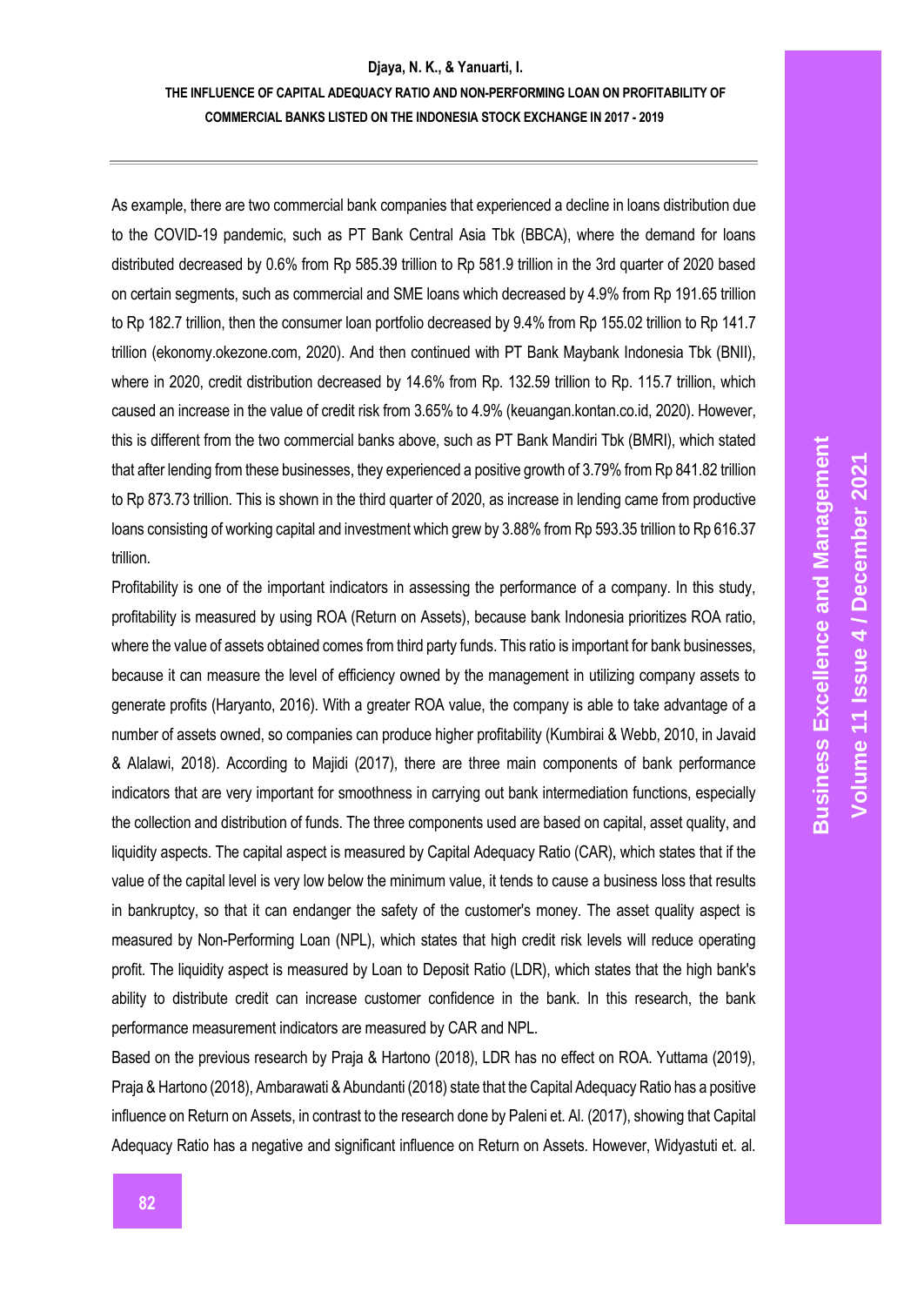As example, there are two commercial bank companies that experienced a decline in loans distribution due to the COVID-19 pandemic, such as PT Bank Central Asia Tbk (BBCA), where the demand for loans distributed decreased by 0.6% from Rp 585.39 trillion to Rp 581.9 trillion in the 3rd quarter of 2020 based on certain segments, such as commercial and SME loans which decreased by 4.9% from Rp 191.65 trillion to Rp 182.7 trillion, then the consumer loan portfolio decreased by 9.4% from Rp 155.02 trillion to Rp 141.7 trillion (ekonomy.okezone.com, 2020). And then continued with PT Bank Maybank Indonesia Tbk (BNII), where in 2020, credit distribution decreased by 14.6% from Rp. 132.59 trillion to Rp. 115.7 trillion, which caused an increase in the value of credit risk from 3.65% to 4.9% (keuangan.kontan.co.id, 2020). However, this is different from the two commercial banks above, such as PT Bank Mandiri Tbk (BMRI), which stated that after lending from these businesses, they experienced a positive growth of 3.79% from Rp 841.82 trillion to Rp 873.73 trillion. This is shown in the third quarter of 2020, as increase in lending came from productive loans consisting of working capital and investment which grew by 3.88% from Rp 593.35 trillion to Rp 616.37 trillion.

Profitability is one of the important indicators in assessing the performance of a company. In this study, profitability is measured by using ROA (Return on Assets), because bank Indonesia prioritizes ROA ratio, where the value of assets obtained comes from third party funds. This ratio is important for bank businesses, because it can measure the level of efficiency owned by the management in utilizing company assets to generate profits (Haryanto, 2016). With a greater ROA value, the company is able to take advantage of a number of assets owned, so companies can produce higher profitability (Kumbirai & Webb, 2010, in Javaid & Alalawi, 2018). According to Majidi (2017), there are three main components of bank performance indicators that are very important for smoothness in carrying out bank intermediation functions, especially the collection and distribution of funds. The three components used are based on capital, asset quality, and liquidity aspects. The capital aspect is measured by Capital Adequacy Ratio (CAR), which states that if the value of the capital level is very low below the minimum value, it tends to cause a business loss that results in bankruptcy, so that it can endanger the safety of the customer's money. The asset quality aspect is measured by Non-Performing Loan (NPL), which states that high credit risk levels will reduce operating profit. The liquidity aspect is measured by Loan to Deposit Ratio (LDR), which states that the high bank's ability to distribute credit can increase customer confidence in the bank. In this research, the bank performance measurement indicators are measured by CAR and NPL.

Based on the previous research by Praja & Hartono (2018), LDR has no effect on ROA. Yuttama (2019), Praja & Hartono (2018), Ambarawati & Abundanti (2018) state that the Capital Adequacy Ratio has a positive influence on Return on Assets, in contrast to the research done by Paleni et. Al. (2017), showing that Capital Adequacy Ratio has a negative and significant influence on Return on Assets. However, Widyastuti et. al.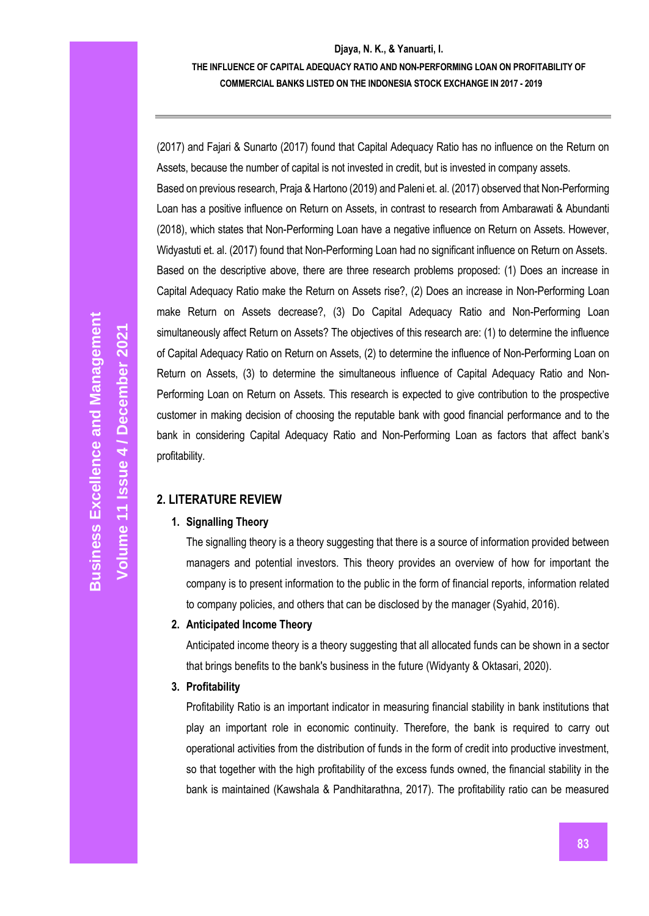(2017) and Fajari & Sunarto (2017) found that Capital Adequacy Ratio has no influence on the Return on Assets, because the number of capital is not invested in credit, but is invested in company assets.

Based on previous research, Praja & Hartono (2019) and Paleni et. al. (2017) observed that Non-Performing Loan has a positive influence on Return on Assets, in contrast to research from Ambarawati & Abundanti (2018), which states that Non-Performing Loan have a negative influence on Return on Assets. However, Widyastuti et. al. (2017) found that Non-Performing Loan had no significant influence on Return on Assets.

Based on the descriptive above, there are three research problems proposed: (1) Does an increase in Capital Adequacy Ratio make the Return on Assets rise?, (2) Does an increase in Non-Performing Loan make Return on Assets decrease?, (3) Do Capital Adequacy Ratio and Non-Performing Loan simultaneously affect Return on Assets? The objectives of this research are: (1) to determine the influence of Capital Adequacy Ratio on Return on Assets, (2) to determine the influence of Non-Performing Loan on Return on Assets, (3) to determine the simultaneous influence of Capital Adequacy Ratio and Non-Performing Loan on Return on Assets. This research is expected to give contribution to the prospective customer in making decision of choosing the reputable bank with good financial performance and to the bank in considering Capital Adequacy Ratio and Non-Performing Loan as factors that affect bank's profitability.

## 2. LITERATURE REVIEW

1. **Signalling Theory**

   The signalling theory is a theory suggesting that there is a source of information provided between managers and potential investors. This theory provides an overview of how for important the company is to present information to the public in the form of financial reports, information related to company policies, and others that can be disclosed by the manager (Syahid, 2016).

2. **Anticipated Income Theory**

   Anticipated income theory is a theory suggesting that all allocated funds can be shown in a sector that brings benefits to the bank's business in the future (Widyanty & Oktasari, 2020).

3. **Profitability**

   Profitability Ratio is an important indicator in measuring financial stability in bank institutions that play an important role in economic continuity. Therefore, the bank is required to carry out operational activities from the distribution of funds in the form of credit into productive investment, so that together with the high profitability of the excess funds owned, the financial stability in the bank is maintained (Kawshala & Pandhitarathna, 2017). The profitability ratio can be measured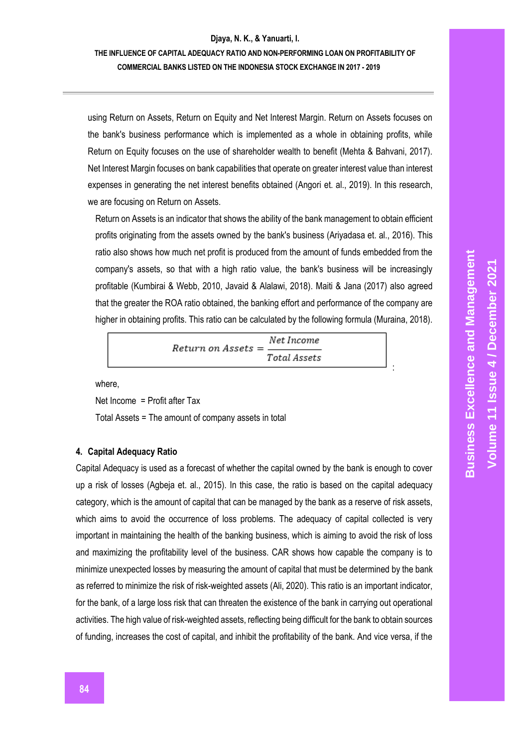using Return on Assets, Return on Equity and Net Interest Margin. Return on Assets focuses on the bank's business performance which is implemented as a whole in obtaining profits, while Return on Equity focuses on the use of shareholder wealth to benefit (Mehta & Bahvani, 2017). Net Interest Margin focuses on bank capabilities that operate on greater interest value than interest expenses in generating the net interest benefits obtained (Angori et. al., 2019). In this research, we are focusing on Return on Assets.

Return on Assets is an indicator that shows the ability of the bank management to obtain efficient profits originating from the assets owned by the bank's business (Ariyadasa et. al., 2016). This ratio also shows how much net profit is produced from the amount of funds embedded from the company's assets, so that with a high ratio value, the bank's business will be increasingly profitable (Kumbirai & Webb, 2010, Javaid & Alalawi, 2018). Maiti & Jana (2017) also agreed that the greater the ROA ratio obtained, the banking effort and performance of the company are higher in obtaining profits. This ratio can be calculated by the following formula (Muraina, 2018).

$$Return\ on\ Assets = \frac{Net\ Income}{Total\ Assets}$$

:

where,

Net Income = Profit after Tax

Total Assets = The amount of company assets in total

## 4. Capital Adequacy Ratio

Capital Adequacy is used as a forecast of whether the capital owned by the bank is enough to cover up a risk of losses (Agbeja et. al., 2015). In this case, the ratio is based on the capital adequacy category, which is the amount of capital that can be managed by the bank as a reserve of risk assets, which aims to avoid the occurrence of loss problems. The adequacy of capital collected is very important in maintaining the health of the banking business, which is aiming to avoid the risk of loss and maximizing the profitability level of the business. CAR shows how capable the company is to minimize unexpected losses by measuring the amount of capital that must be determined by the bank as referred to minimize the risk of risk-weighted assets (Ali, 2020). This ratio is an important indicator, for the bank, of a large loss risk that can threaten the existence of the bank in carrying out operational activities. The high value of risk-weighted assets, reflecting being difficult for the bank to obtain sources of funding, increases the cost of capital, and inhibit the profitability of the bank. And vice versa, if the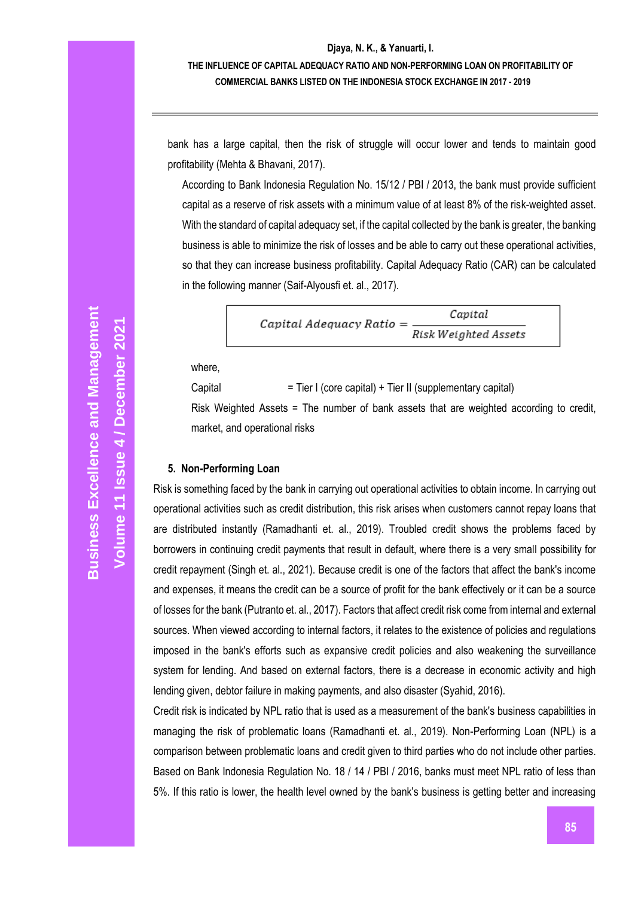bank has a large capital, then the risk of struggle will occur lower and tends to maintain good profitability (Mehta & Bhavani, 2017).

According to Bank Indonesia Regulation No. 15/12 / PBI / 2013, the bank must provide sufficient capital as a reserve of risk assets with a minimum value of at least 8% of the risk-weighted asset. With the standard of capital adequacy set, if the capital collected by the bank is greater, the banking business is able to minimize the risk of losses and be able to carry out these operational activities, so that they can increase business profitability. Capital Adequacy Ratio (CAR) can be calculated in the following manner (Saif-Alyousfi et. al., 2017).

$$Capital\ Adequacy\ Ratio = \frac{Capital}{Risk\ Weighted\ Assets}$$

where,

Capital = Tier I (core capital) + Tier II (supplementary capital)

Risk Weighted Assets = The number of bank assets that are weighted according to credit, market, and operational risks

### 5. Non-Performing Loan

Risk is something faced by the bank in carrying out operational activities to obtain income. In carrying out operational activities such as credit distribution, this risk arises when customers cannot repay loans that are distributed instantly (Ramadhanti et. al., 2019). Troubled credit shows the problems faced by borrowers in continuing credit payments that result in default, where there is a very small possibility for credit repayment (Singh et. al., 2021). Because credit is one of the factors that affect the bank's income and expenses, it means the credit can be a source of profit for the bank effectively or it can be a source of losses for the bank (Putranto et. al., 2017). Factors that affect credit risk come from internal and external sources. When viewed according to internal factors, it relates to the existence of policies and regulations imposed in the bank's efforts such as expansive credit policies and also weakening the surveillance system for lending. And based on external factors, there is a decrease in economic activity and high lending given, debtor failure in making payments, and also disaster (Syahid, 2016).

Credit risk is indicated by NPL ratio that is used as a measurement of the bank's business capabilities in managing the risk of problematic loans (Ramadhanti et. al., 2019). Non-Performing Loan (NPL) is a comparison between problematic loans and credit given to third parties who do not include other parties. Based on Bank Indonesia Regulation No. 18 / 14 / PBI / 2016, banks must meet NPL ratio of less than 5%. If this ratio is lower, the health level owned by the bank's business is getting better and increasing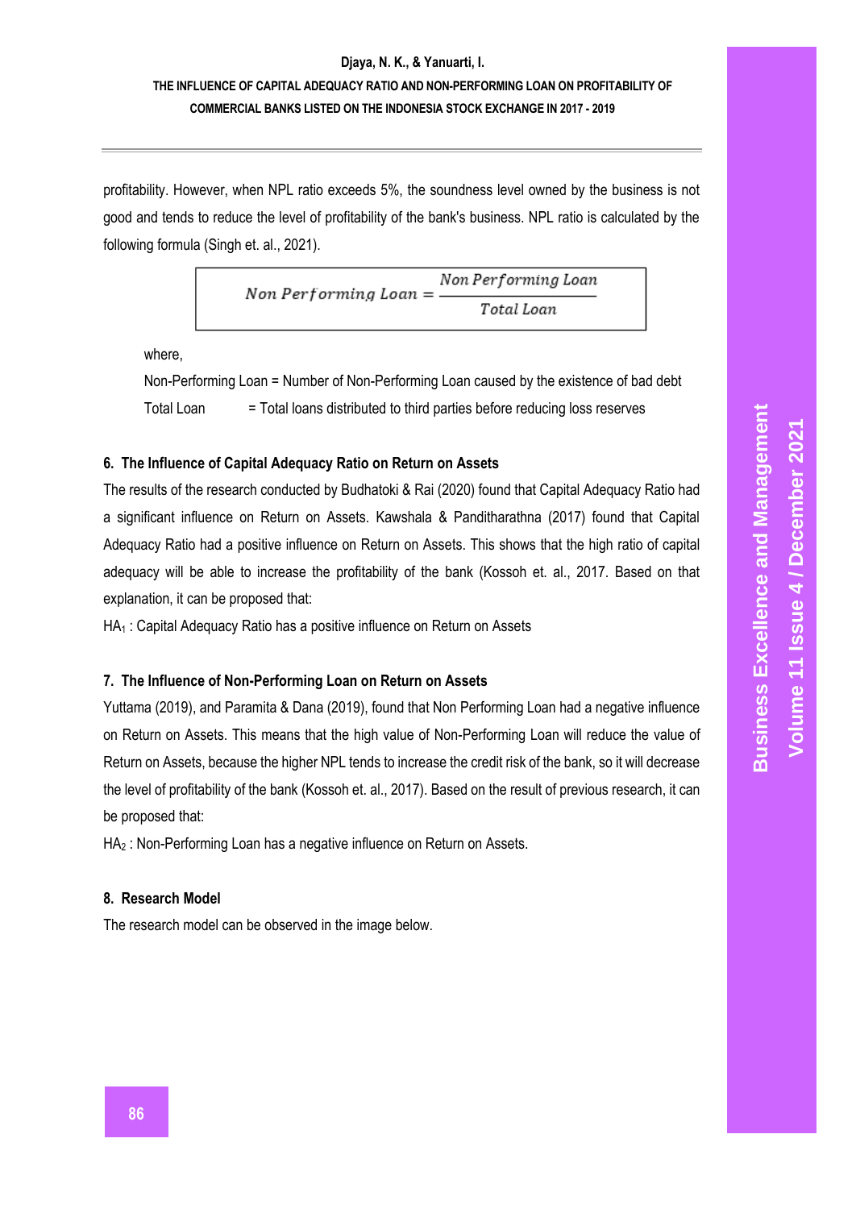profitability. However, when NPL ratio exceeds 5%, the soundness level owned by the business is not good and tends to reduce the level of profitability of the bank's business. NPL ratio is calculated by the following formula (Singh et. al., 2021).

$$Non\ Performing\ Loan = \frac{Non\ Performing\ Loan}{Total\ Loan}$$

where,

Non-Performing Loan = Number of Non-Performing Loan caused by the existence of bad debt

Total Loan = Total loans distributed to third parties before reducing loss reserves

### 6. The Influence of Capital Adequacy Ratio on Return on Assets

The results of the research conducted by Budhatoki & Rai (2020) found that Capital Adequacy Ratio had a significant influence on Return on Assets. Kawshala & Panditharathna (2017) found that Capital Adequacy Ratio had a positive influence on Return on Assets. This shows that the high ratio of capital adequacy will be able to increase the profitability of the bank (Kossoh et. al., 2017. Based on that explanation, it can be proposed that:

$HA_1$ : Capital Adequacy Ratio has a positive influence on Return on Assets

### 7. The Influence of Non-Performing Loan on Return on Assets

Yuttama (2019), and Paramita & Dana (2019), found that Non Performing Loan had a negative influence on Return on Assets. This means that the high value of Non-Performing Loan will reduce the value of Return on Assets, because the higher NPL tends to increase the credit risk of the bank, so it will decrease the level of profitability of the bank (Kossoh et. al., 2017). Based on the result of previous research, it can be proposed that:

$HA_2$ : Non-Performing Loan has a negative influence on Return on Assets.

### 8. Research Model

The research model can be observed in the image below.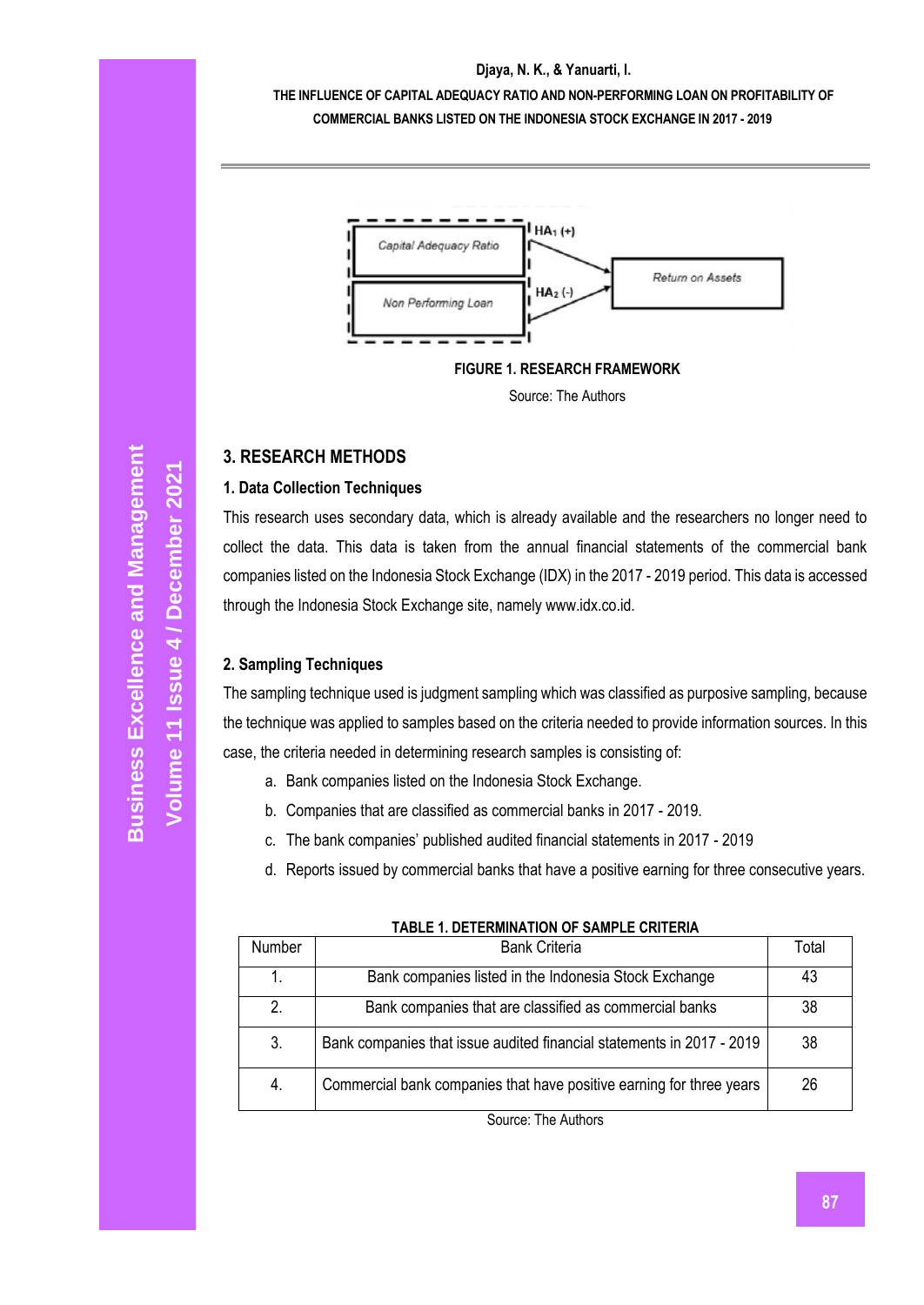FIGURE 1. RESEARCH FRAMEWORK

Source: The Authors

## 3. RESEARCH METHODS

### 1. Data Collection Techniques

This research uses secondary data, which is already available and the researchers no longer need to collect the data. This data is taken from the annual financial statements of the commercial bank companies listed on the Indonesia Stock Exchange (IDX) in the 2017 - 2019 period. This data is accessed through the Indonesia Stock Exchange site, namely www.idx.co.id.

### 2. Sampling Techniques

The sampling technique used is judgment sampling which was classified as purposive sampling, because the technique was applied to samples based on the criteria needed to provide information sources. In this case, the criteria needed in determining research samples is consisting of:

a. Bank companies listed on the Indonesia Stock Exchange.
b. Companies that are classified as commercial banks in 2017 - 2019.
c. The bank companies' published audited financial statements in 2017 - 2019
d. Reports issued by commercial banks that have a positive earning for three consecutive years.

**TABLE 1. DETERMINATION OF SAMPLE CRITERIA**

| Number | Bank Criteria | Total |
|---|---|---|
| 1. | Bank companies listed in the Indonesia Stock Exchange | 43 |
| 2. | Bank companies that are classified as commercial banks | 38 |
| 3. | Bank companies that issue audited financial statements in 2017 - 2019 | 38 |
| 4. | Commercial bank companies that have positive earning for three years | 26 |

Source: The Authors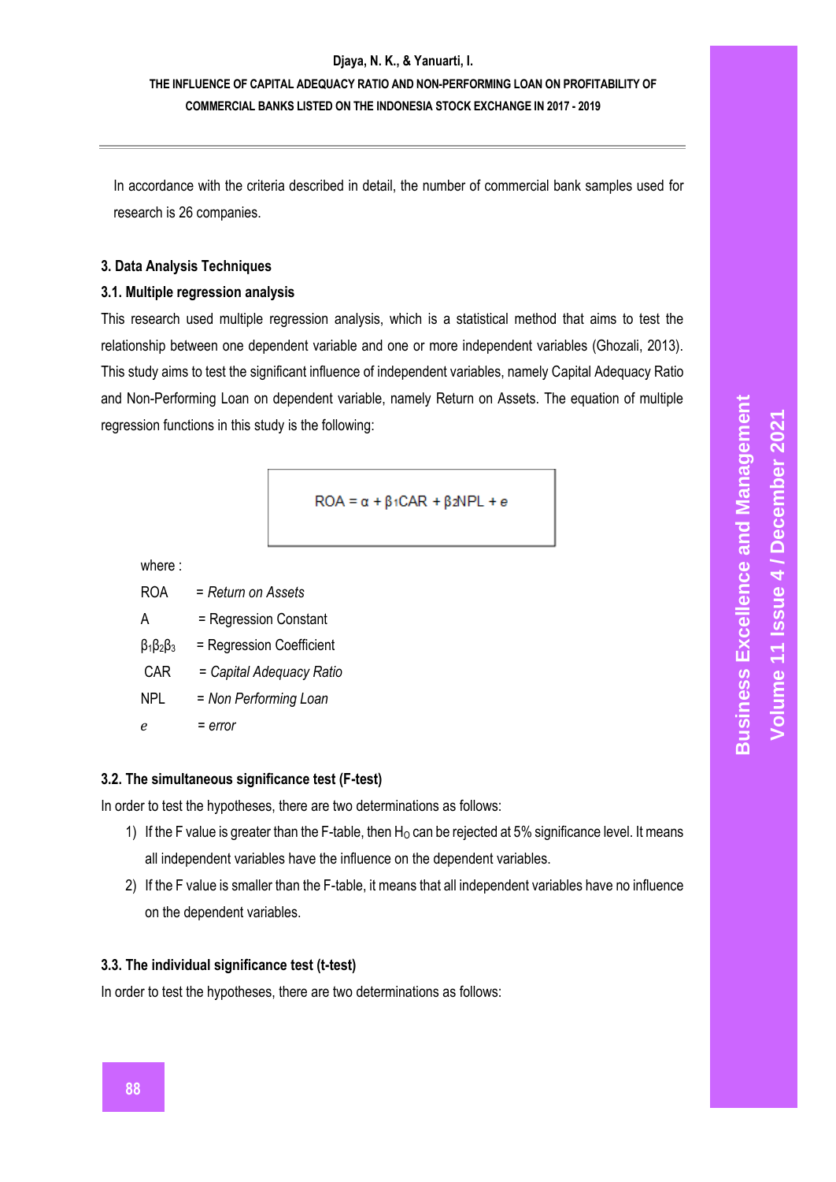In accordance with the criteria described in detail, the number of commercial bank samples used for research is 26 companies.

### 3. Data Analysis Techniques

### 3.1. Multiple regression analysis

This research used multiple regression analysis, which is a statistical method that aims to test the relationship between one dependent variable and one or more independent variables (Ghozali, 2013). This study aims to test the significant influence of independent variables, namely Capital Adequacy Ratio and Non-Performing Loan on dependent variable, namely Return on Assets. The equation of multiple regression functions in this study is the following:

$$ROA = \alpha + \beta_1 CAR + \beta_2 NPL + e$$

where :

ROA = *Return on Assets*

A = Regression Constant

$\beta_1 \beta_2 \beta_3$ = Regression Coefficient

CAR = *Capital Adequacy Ratio*

NPL = *Non Performing Loan*

*e* = *error*

### 3.2. The simultaneous significance test (F-test)

In order to test the hypotheses, there are two determinations as follows:

1) If the F value is greater than the F-table, then $H_O$ can be rejected at 5% significance level. It means all independent variables have the influence on the dependent variables.
2) If the F value is smaller than the F-table, it means that all independent variables have no influence on the dependent variables.

### 3.3. The individual significance test (t-test)

In order to test the hypotheses, there are two determinations as follows: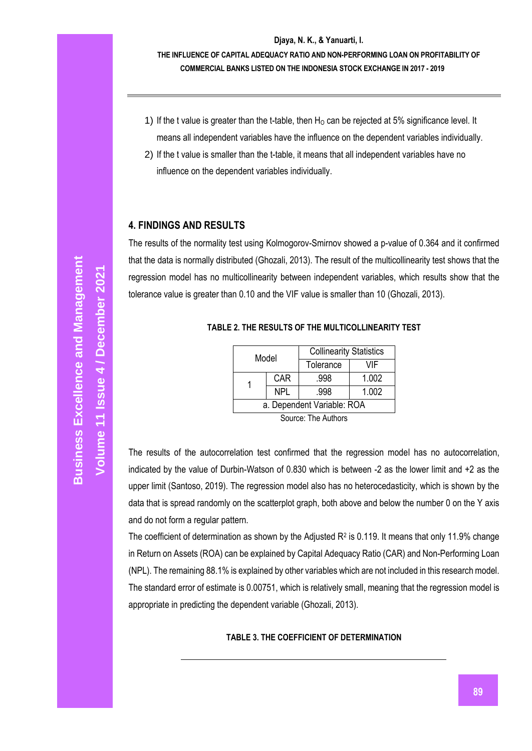1) If the t value is greater than the t-table, then $H_O$ can be rejected at 5% significance level. It means all independent variables have the influence on the dependent variables individually.
2) If the t value is smaller than the t-table, it means that all independent variables have no influence on the dependent variables individually.

## 4. FINDINGS AND RESULTS

The results of the normality test using Kolmogorov-Smirnov showed a p-value of 0.364 and it confirmed that the data is normally distributed (Ghozali, 2013). The result of the multicollinearity test shows that the regression model has no multicollinearity between independent variables, which results show that the tolerance value is greater than 0.10 and the VIF value is smaller than 10 (Ghozali, 2013).

**TABLE 2. THE RESULTS OF THE MULTICOLLINEARITY TEST**

| Model | | Collinearity Statistics | |
|---|---|---|---|
| | | Tolerance | VIF |
| 1 | CAR | .998 | 1.002 |
| | NPL | .998 | 1.002 |
| a. Dependent Variable: ROA | | | |

Source: The Authors

The results of the autocorrelation test confirmed that the regression model has no autocorrelation, indicated by the value of Durbin-Watson of 0.830 which is between -2 as the lower limit and +2 as the upper limit (Santoso, 2019). The regression model also has no heterocedasticity, which is shown by the data that is spread randomly on the scatterplot graph, both above and below the number 0 on the Y axis and do not form a regular pattern.

The coefficient of determination as shown by the Adjusted $R^2$ is 0.119. It means that only 11.9% change in Return on Assets (ROA) can be explained by Capital Adequacy Ratio (CAR) and Non-Performing Loan (NPL). The remaining 88.1% is explained by other variables which are not included in this research model. The standard error of estimate is 0.00751, which is relatively small, meaning that the regression model is appropriate in predicting the dependent variable (Ghozali, 2013).

**TABLE 3. THE COEFFICIENT OF DETERMINATION**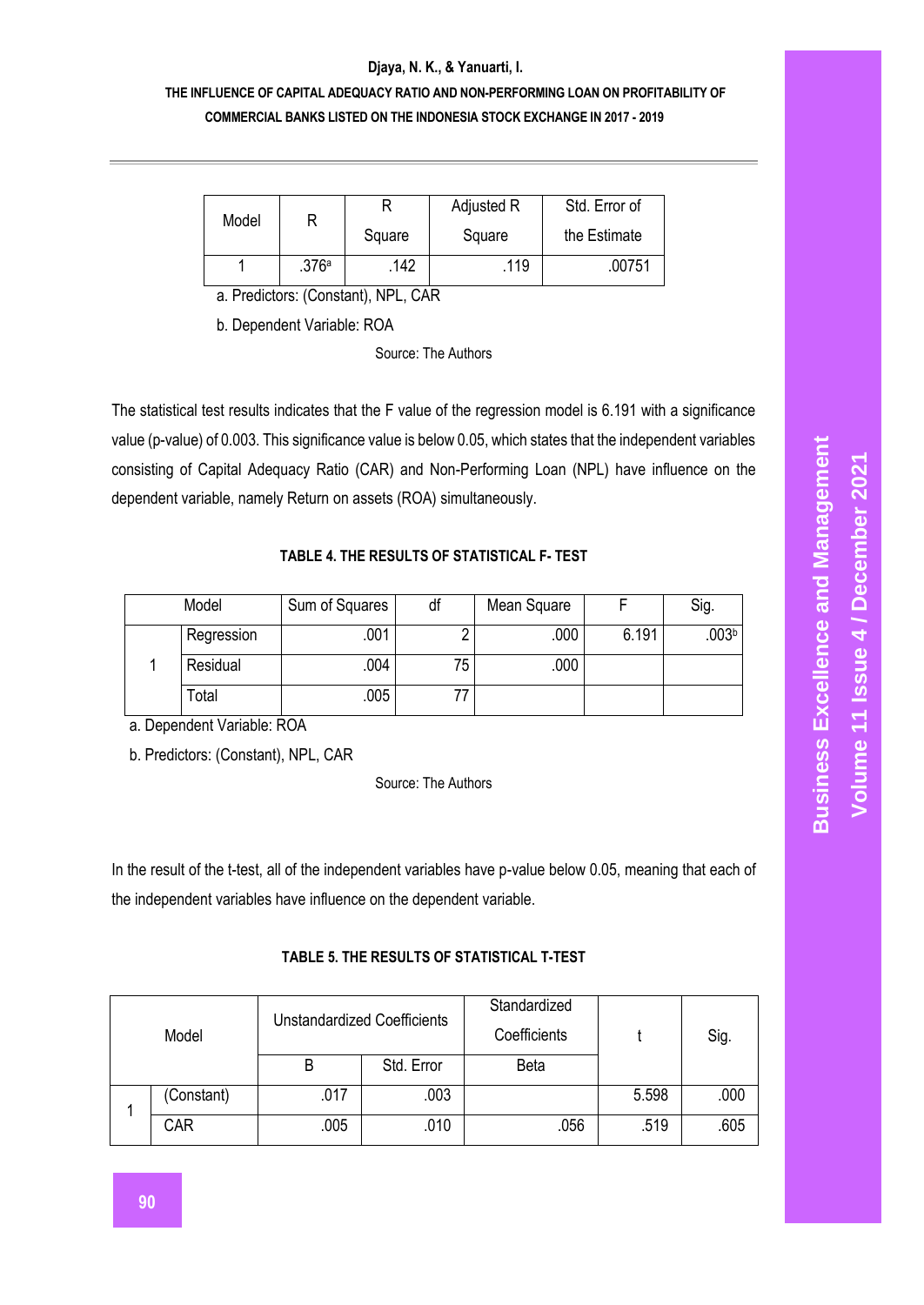| Model | R | R Square | Adjusted R Square | Std. Error of the Estimate |
|---|---|---|---|---|
| 1 | .376[a] | .142 | .119 | .00751 |

a. Predictors: (Constant), NPL, CAR

b. Dependent Variable: ROA

Source: The Authors

The statistical test results indicates that the F value of the regression model is 6.191 with a significance value (p-value) of 0.003. This significance value is below 0.05, which states that the independent variables consisting of Capital Adequacy Ratio (CAR) and Non-Performing Loan (NPL) have influence on the dependent variable, namely Return on assets (ROA) simultaneously.

**TABLE 4. THE RESULTS OF STATISTICAL F- TEST**

| Model | | Sum of Squares | df | Mean Square | F | Sig. |
|---|---|---|---|---|---|---|
| 1 | Regression | .001 | 2 | .000 | 6.191 | .003[b] |
| | Residual | .004 | 75 | .000 | | |
| | Total | .005 | 77 | | | |

a. Dependent Variable: ROA

b. Predictors: (Constant), NPL, CAR

Source: The Authors

In the result of the t-test, all of the independent variables have p-value below 0.05, meaning that each of the independent variables have influence on the dependent variable.

**TABLE 5. THE RESULTS OF STATISTICAL T-TEST**

| Model | | Unstandardized Coefficients | | Standardized Coefficients | t | Sig. |
|---|---|---|---|---|---|---|
| | | B | Std. Error | Beta | | |
| 1 | (Constant) | .017 | .003 | | 5.598 | .000 |
| | CAR | .005 | .010 | .056 | .519 | .605 |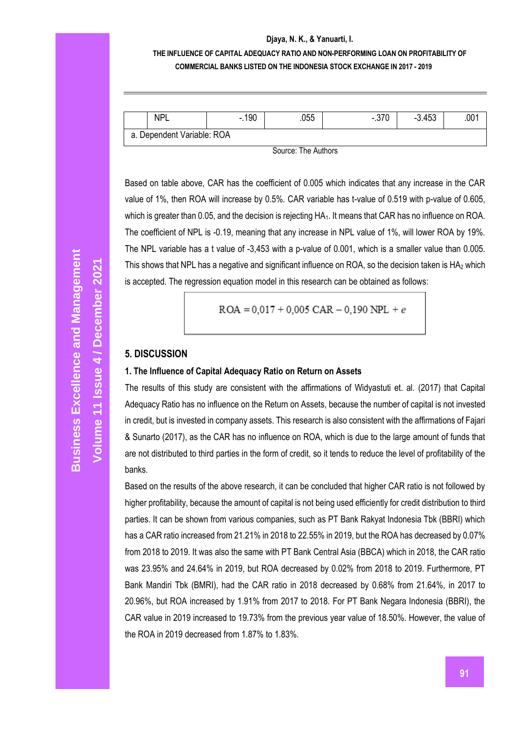|  | NPL | -.190 | .055 | -.370 | -3.453 | .001 |
|---|---|---|---|---|---|---|
| a. Dependent Variable: ROA | | | | | | |

Source: The Authors

Based on table above, CAR has the coefficient of 0.005 which indicates that any increase in the CAR value of 1%, then ROA will increase by 0.5%. CAR variable has t-value of 0.519 with p-value of 0.605, which is greater than 0.05, and the decision is rejecting $HA_1$. It means that CAR has no influence on ROA. The coefficient of NPL is -0.19, meaning that any increase in NPL value of 1%, will lower ROA by 19%. The NPL variable has a t value of -3,453 with a p-value of 0.001, which is a smaller value than 0.005. This shows that NPL has a negative and significant influence on ROA, so the decision taken is $HA_2$ which is accepted. The regression equation model in this research can be obtained as follows:

$$ROA = 0{,}017 + 0{,}005\ CAR - 0{,}190\ NPL + e$$

## 5. DISCUSSION

### 1. The Influence of Capital Adequacy Ratio on Return on Assets

The results of this study are consistent with the affirmations of Widyastuti et. al. (2017) that Capital Adequacy Ratio has no influence on the Return on Assets, because the number of capital is not invested in credit, but is invested in company assets. This research is also consistent with the affirmations of Fajari & Sunarto (2017), as the CAR has no influence on ROA, which is due to the large amount of funds that are not distributed to third parties in the form of credit, so it tends to reduce the level of profitability of the banks.

Based on the results of the above research, it can be concluded that higher CAR ratio is not followed by higher profitability, because the amount of capital is not being used efficiently for credit distribution to third parties. It can be shown from various companies, such as PT Bank Rakyat Indonesia Tbk (BBRI) which has a CAR ratio increased from 21.21% in 2018 to 22.55% in 2019, but the ROA has decreased by 0.07% from 2018 to 2019. It was also the same with PT Bank Central Asia (BBCA) which in 2018, the CAR ratio was 23.95% and 24.64% in 2019, but ROA decreased by 0.02% from 2018 to 2019. Furthermore, PT Bank Mandiri Tbk (BMRI), had the CAR ratio in 2018 decreased by 0.68% from 21.64%, in 2017 to 20.96%, but ROA increased by 1.91% from 2017 to 2018. For PT Bank Negara Indonesia (BBRI), the CAR value in 2019 increased to 19.73% from the previous year value of 18.50%. However, the value of the ROA in 2019 decreased from 1.87% to 1.83%.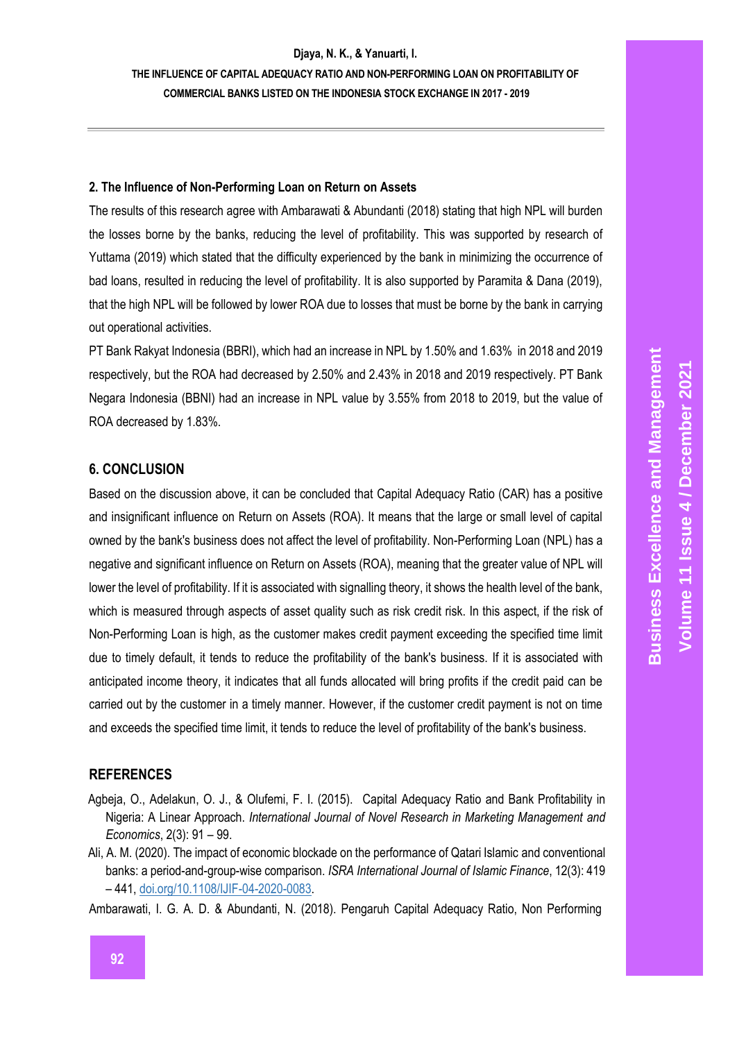### 2. The Influence of Non-Performing Loan on Return on Assets

The results of this research agree with Ambarawati & Abundanti (2018) stating that high NPL will burden the losses borne by the banks, reducing the level of profitability. This was supported by research of Yuttama (2019) which stated that the difficulty experienced by the bank in minimizing the occurrence of bad loans, resulted in reducing the level of profitability. It is also supported by Paramita & Dana (2019), that the high NPL will be followed by lower ROA due to losses that must be borne by the bank in carrying out operational activities.

PT Bank Rakyat Indonesia (BBRI), which had an increase in NPL by 1.50% and 1.63% in 2018 and 2019 respectively, but the ROA had decreased by 2.50% and 2.43% in 2018 and 2019 respectively. PT Bank Negara Indonesia (BBNI) had an increase in NPL value by 3.55% from 2018 to 2019, but the value of ROA decreased by 1.83%.

## 6. CONCLUSION

Based on the discussion above, it can be concluded that Capital Adequacy Ratio (CAR) has a positive and insignificant influence on Return on Assets (ROA). It means that the large or small level of capital owned by the bank's business does not affect the level of profitability. Non-Performing Loan (NPL) has a negative and significant influence on Return on Assets (ROA), meaning that the greater value of NPL will lower the level of profitability. If it is associated with signalling theory, it shows the health level of the bank, which is measured through aspects of asset quality such as risk credit risk. In this aspect, if the risk of Non-Performing Loan is high, as the customer makes credit payment exceeding the specified time limit due to timely default, it tends to reduce the profitability of the bank's business. If it is associated with anticipated income theory, it indicates that all funds allocated will bring profits if the credit paid can be carried out by the customer in a timely manner. However, if the customer credit payment is not on time and exceeds the specified time limit, it tends to reduce the level of profitability of the bank's business.

## REFERENCES

Agbeja, O., Adelakun, O. J., & Olufemi, F. I. (2015). Capital Adequacy Ratio and Bank Profitability in Nigeria: A Linear Approach. *International Journal of Novel Research in Marketing Management and Economics*, 2(3): 91 – 99.

Ali, A. M. (2020). The impact of economic blockade on the performance of Qatari Islamic and conventional banks: a period-and-group-wise comparison. *ISRA International Journal of Islamic Finance*, 12(3): 419 – 441, doi.org/10.1108/IJIF-04-2020-0083.

Ambarawati, I. G. A. D. & Abundanti, N. (2018). Pengaruh Capital Adequacy Ratio, Non Performing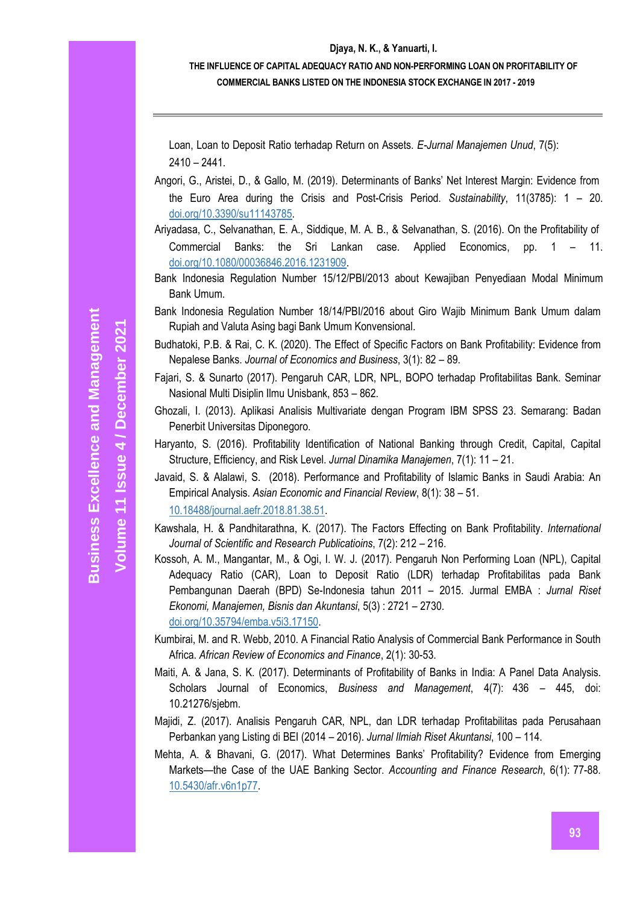Loan, Loan to Deposit Ratio terhadap Return on Assets. *E-Jurnal Manajemen Unud*, 7(5): 2410 – 2441.

Angori, G., Aristei, D., & Gallo, M. (2019). Determinants of Banks' Net Interest Margin: Evidence from the Euro Area during the Crisis and Post-Crisis Period. *Sustainability*, 11(3785): 1 – 20. doi.org/10.3390/su11143785.

Ariyadasa, C., Selvanathan, E. A., Siddique, M. A. B., & Selvanathan, S. (2016). On the Profitability of Commercial Banks: the Sri Lankan case. Applied Economics, pp. 1 – 11. doi.org/10.1080/00036846.2016.1231909.

Bank Indonesia Regulation Number 15/12/PBI/2013 about Kewajiban Penyediaan Modal Minimum Bank Umum.

Bank Indonesia Regulation Number 18/14/PBI/2016 about Giro Wajib Minimum Bank Umum dalam Rupiah and Valuta Asing bagi Bank Umum Konvensional.

Budhatoki, P.B. & Rai, C. K. (2020). The Effect of Specific Factors on Bank Profitability: Evidence from Nepalese Banks. *Journal of Economics and Business*, 3(1): 82 – 89.

Fajari, S. & Sunarto (2017). Pengaruh CAR, LDR, NPL, BOPO terhadap Profitabilitas Bank. Seminar Nasional Multi Disiplin Ilmu Unisbank, 853 – 862.

Ghozali, I. (2013). Aplikasi Analisis Multivariate dengan Program IBM SPSS 23. Semarang: Badan Penerbit Universitas Diponegoro.

Haryanto, S. (2016). Profitability Identification of National Banking through Credit, Capital, Capital Structure, Efficiency, and Risk Level. *Jurnal Dinamika Manajemen*, 7(1): 11 – 21.

Javaid, S. & Alalawi, S. (2018). Performance and Profitability of Islamic Banks in Saudi Arabia: An Empirical Analysis. *Asian Economic and Financial Review*, 8(1): 38 – 51. 10.18488/journal.aefr.2018.81.38.51.

Kawshala, H. & Pandhitarathna, K. (2017). The Factors Effecting on Bank Profitability. *International Journal of Scientific and Research Publicatioins*, 7(2): 212 – 216.

Kossoh, A. M., Mangantar, M., & Ogi, I. W. J. (2017). Pengaruh Non Performing Loan (NPL), Capital Adequacy Ratio (CAR), Loan to Deposit Ratio (LDR) terhadap Profitabilitas pada Bank Pembangunan Daerah (BPD) Se-Indonesia tahun 2011 – 2015. Jurmal EMBA : *Jurnal Riset Ekonomi, Manajemen, Bisnis dan Akuntansi*, 5(3) : 2721 – 2730. doi.org/10.35794/emba.v5i3.17150.

Kumbirai, M. and R. Webb, 2010. A Financial Ratio Analysis of Commercial Bank Performance in South Africa. *African Review of Economics and Finance*, 2(1): 30-53.

Maiti, A. & Jana, S. K. (2017). Determinants of Profitability of Banks in India: A Panel Data Analysis. Scholars Journal of Economics, *Business and Management*, 4(7): 436 – 445, doi: 10.21276/sjebm.

Majidi, Z. (2017). Analisis Pengaruh CAR, NPL, dan LDR terhadap Profitabilitas pada Perusahaan Perbankan yang Listing di BEI (2014 – 2016). *Jurnal Ilmiah Riset Akuntansi*, 100 – 114.

Mehta, A. & Bhavani, G. (2017). What Determines Banks' Profitability? Evidence from Emerging Markets—the Case of the UAE Banking Sector. *Accounting and Finance Research*, 6(1): 77-88. 10.5430/afr.v6n1p77.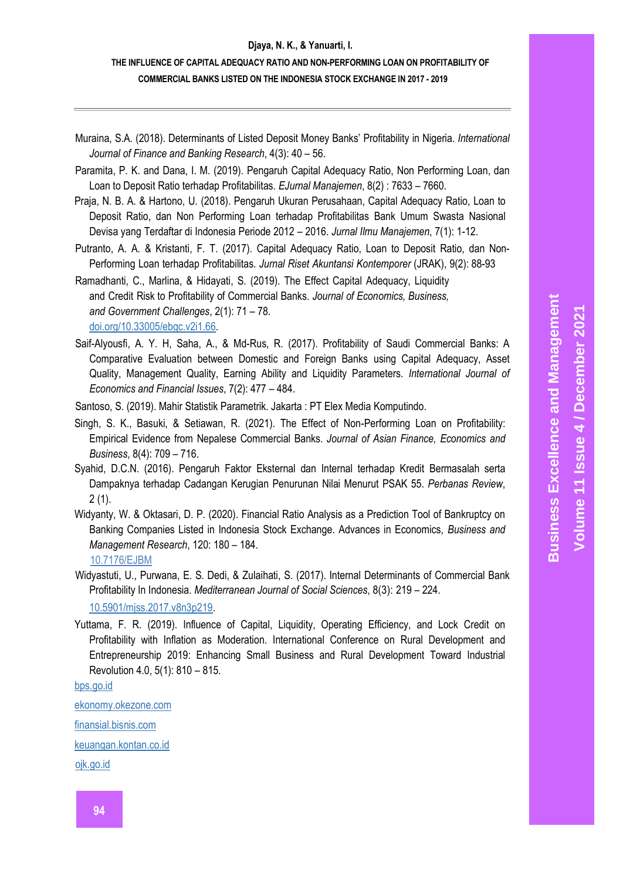Muraina, S.A. (2018). Determinants of Listed Deposit Money Banks' Profitability in Nigeria. *International Journal of Finance and Banking Research*, 4(3): 40 – 56.

Paramita, P. K. and Dana, I. M. (2019). Pengaruh Capital Adequacy Ratio, Non Performing Loan, dan Loan to Deposit Ratio terhadap Profitabilitas. *EJurnal Manajemen*, 8(2) : 7633 – 7660.

Praja, N. B. A. & Hartono, U. (2018). Pengaruh Ukuran Perusahaan, Capital Adequacy Ratio, Loan to Deposit Ratio, dan Non Performing Loan terhadap Profitabilitas Bank Umum Swasta Nasional Devisa yang Terdaftar di Indonesia Periode 2012 – 2016. *Jurnal Ilmu Manajemen*, 7(1): 1-12.

Putranto, A. A. & Kristanti, F. T. (2017). Capital Adequacy Ratio, Loan to Deposit Ratio, dan Non-Performing Loan terhadap Profitabilitas. *Jurnal Riset Akuntansi Kontemporer* (JRAK), 9(2): 88-93

Ramadhanti, C., Marlina, & Hidayati, S. (2019). The Effect Capital Adequacy, Liquidity and Credit Risk to Profitability of Commercial Banks. *Journal of Economics, Business, and Government Challenges*, 2(1): 71 – 78. doi.org/10.33005/ebgc.v2i1.66.

Saif-Alyousfi, A. Y. H, Saha, A., & Md-Rus, R. (2017). Profitability of Saudi Commercial Banks: A Comparative Evaluation between Domestic and Foreign Banks using Capital Adequacy, Asset Quality, Management Quality, Earning Ability and Liquidity Parameters. *International Journal of Economics and Financial Issues*, 7(2): 477 – 484.

Santoso, S. (2019). Mahir Statistik Parametrik. Jakarta : PT Elex Media Komputindo.

Singh, S. K., Basuki, & Setiawan, R. (2021). The Effect of Non-Performing Loan on Profitability: Empirical Evidence from Nepalese Commercial Banks. *Journal of Asian Finance, Economics and Business*, 8(4): 709 – 716.

Syahid, D.C.N. (2016). Pengaruh Faktor Eksternal dan Internal terhadap Kredit Bermasalah serta Dampaknya terhadap Cadangan Kerugian Penurunan Nilai Menurut PSAK 55. *Perbanas Review*, 2 (1).

Widyanty, W. & Oktasari, D. P. (2020). Financial Ratio Analysis as a Prediction Tool of Bankruptcy on Banking Companies Listed in Indonesia Stock Exchange. Advances in Economics, *Business and Management Research*, 120: 180 – 184. 10.7176/EJBM

Widyastuti, U., Purwana, E. S. Dedi, & Zulaihati, S. (2017). Internal Determinants of Commercial Bank Profitability In Indonesia. *Mediterranean Journal of Social Sciences*, 8(3): 219 – 224. 10.5901/mjss.2017.v8n3p219.

Yuttama, F. R. (2019). Influence of Capital, Liquidity, Operating Efficiency, and Lock Credit on Profitability with Inflation as Moderation. International Conference on Rural Development and Entrepreneurship 2019: Enhancing Small Business and Rural Development Toward Industrial Revolution 4.0, 5(1): 810 – 815.

bps.go.id

ekonomy.okezone.com

finansial.bisnis.com

keuangan.kontan.co.id

ojk.go.id